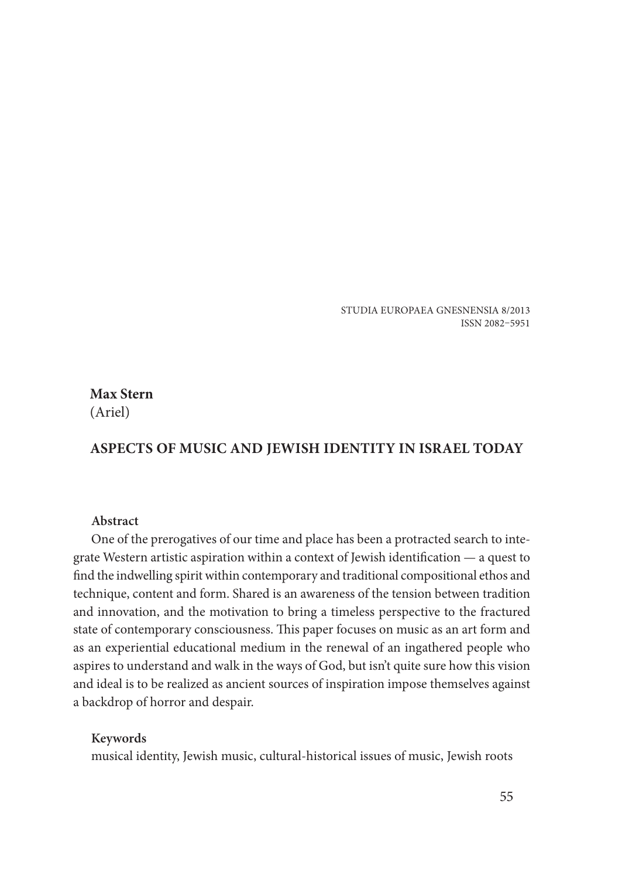STUDIA EUROPAEA GNESNENSIA 8/2013
ISSN 2082-5951

**Max Stern**
(Ariel)

# ASPECTS OF MUSIC AND JEWISH IDENTITY IN ISRAEL TODAY

**Abstract**

One of the prerogatives of our time and place has been a protracted search to integrate Western artistic aspiration within a context of Jewish identification — a quest to find the indwelling spirit within contemporary and traditional compositional ethos and technique, content and form. Shared is an awareness of the tension between tradition and innovation, and the motivation to bring a timeless perspective to the fractured state of contemporary consciousness. This paper focuses on music as an art form and as an experiential educational medium in the renewal of an ingathered people who aspires to understand and walk in the ways of God, but isn't quite sure how this vision and ideal is to be realized as ancient sources of inspiration impose themselves against a backdrop of horror and despair.

**Keywords**

musical identity, Jewish music, cultural-historical issues of music, Jewish roots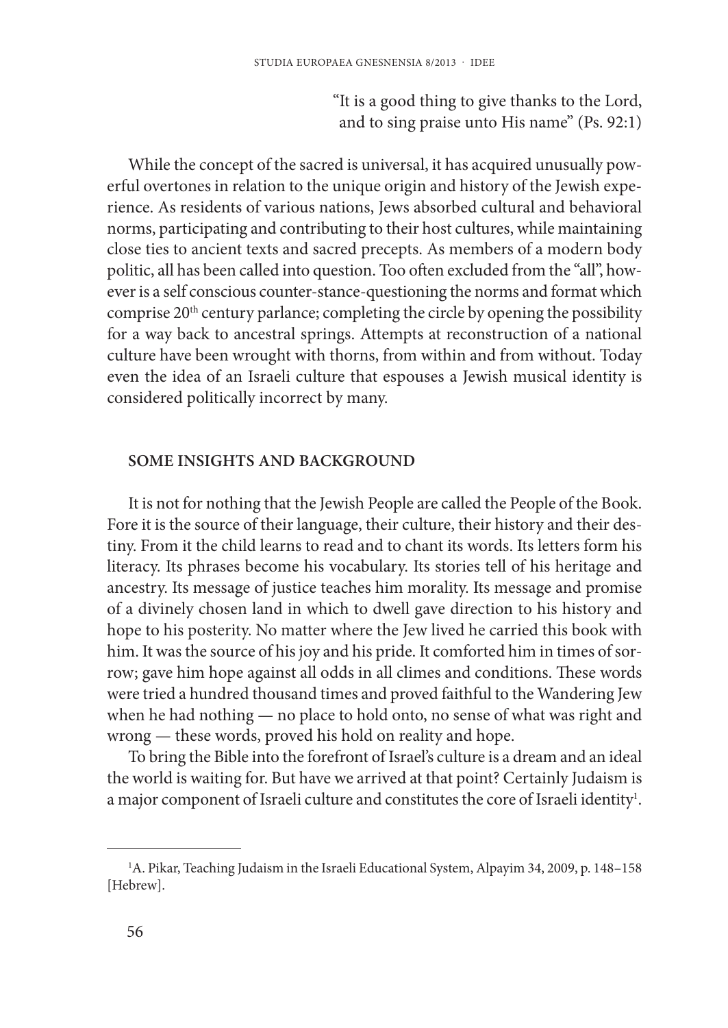"It is a good thing to give thanks to the Lord,
and to sing praise unto His name" (Ps. 92:1)

While the concept of the sacred is universal, it has acquired unusually powerful overtones in relation to the unique origin and history of the Jewish experience. As residents of various nations, Jews absorbed cultural and behavioral norms, participating and contributing to their host cultures, while maintaining close ties to ancient texts and sacred precepts. As members of a modern body politic, all has been called into question. Too often excluded from the "all", however is a self conscious counter-stance-questioning the norms and format which comprise 20th century parlance; completing the circle by opening the possibility for a way back to ancestral springs. Attempts at reconstruction of a national culture have been wrought with thorns, from within and from without. Today even the idea of an Israeli culture that espouses a Jewish musical identity is considered politically incorrect by many.

## SOME INSIGHTS AND BACKGROUND

It is not for nothing that the Jewish People are called the People of the Book. Fore it is the source of their language, their culture, their history and their destiny. From it the child learns to read and to chant its words. Its letters form his literacy. Its phrases become his vocabulary. Its stories tell of his heritage and ancestry. Its message of justice teaches him morality. Its message and promise of a divinely chosen land in which to dwell gave direction to his history and hope to his posterity. No matter where the Jew lived he carried this book with him. It was the source of his joy and his pride. It comforted him in times of sorrow; gave him hope against all odds in all climes and conditions. These words were tried a hundred thousand times and proved faithful to the Wandering Jew when he had nothing — no place to hold onto, no sense of what was right and wrong — these words, proved his hold on reality and hope.

To bring the Bible into the forefront of Israel's culture is a dream and an ideal the world is waiting for. But have we arrived at that point? Certainly Judaism is a major component of Israeli culture and constitutes the core of Israeli identity[1].

[1] A. Pikar, Teaching Judaism in the Israeli Educational System, Alpayim 34, 2009, p. 148–158 [Hebrew].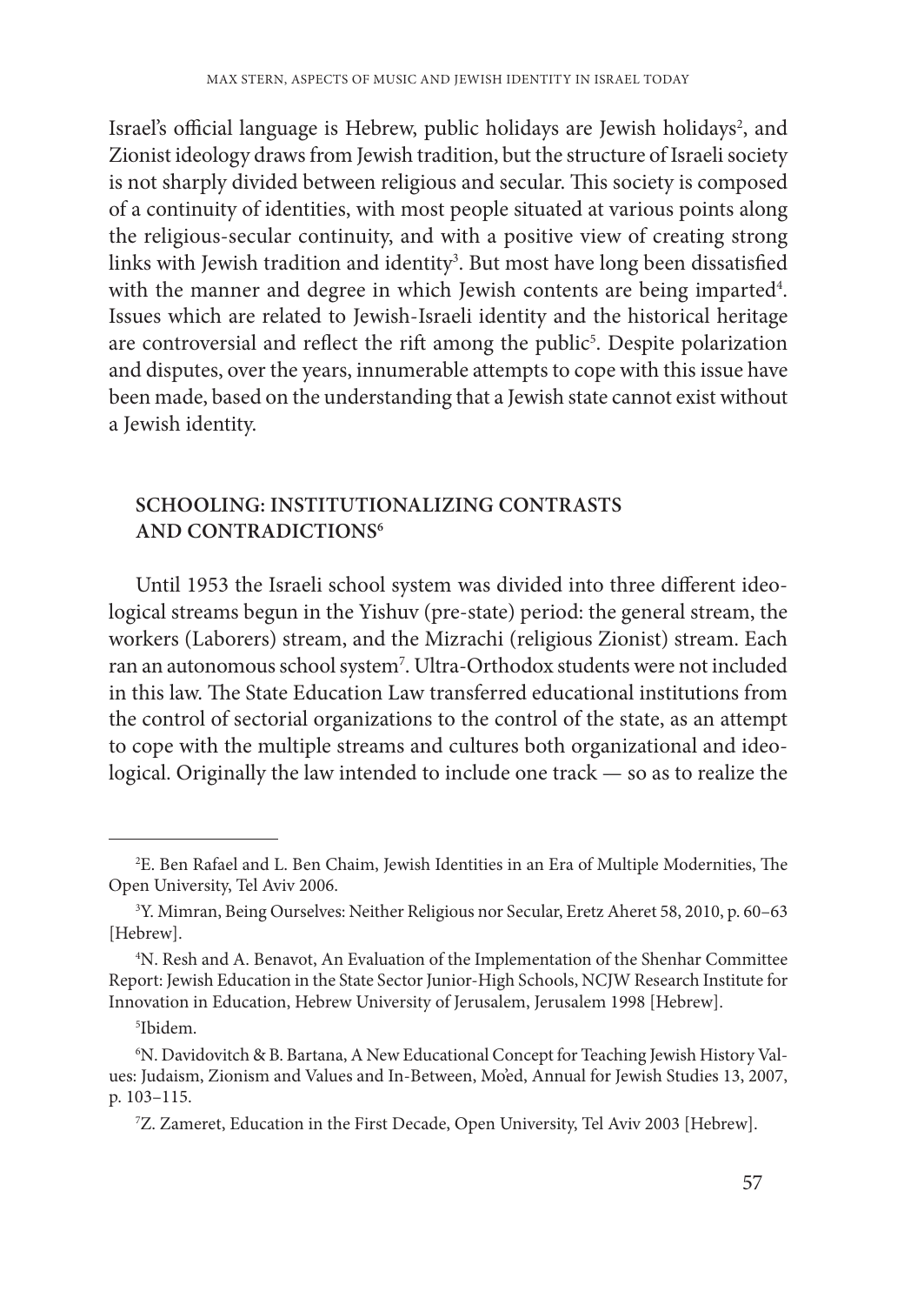Israel's official language is Hebrew, public holidays are Jewish holidays[2], and Zionist ideology draws from Jewish tradition, but the structure of Israeli society is not sharply divided between religious and secular. This society is composed of a continuity of identities, with most people situated at various points along the religious-secular continuity, and with a positive view of creating strong links with Jewish tradition and identity[3]. But most have long been dissatisfied with the manner and degree in which Jewish contents are being imparted[4]. Issues which are related to Jewish-Israeli identity and the historical heritage are controversial and reflect the rift among the public[5]. Despite polarization and disputes, over the years, innumerable attempts to cope with this issue have been made, based on the understanding that a Jewish state cannot exist without a Jewish identity.

## SCHOOLING: INSTITUTIONALIZING CONTRASTS AND CONTRADICTIONS[6]

Until 1953 the Israeli school system was divided into three different ideological streams begun in the Yishuv (pre-state) period: the general stream, the workers (Laborers) stream, and the Mizrachi (religious Zionist) stream. Each ran an autonomous school system[7]. Ultra-Orthodox students were not included in this law. The State Education Law transferred educational institutions from the control of sectorial organizations to the control of the state, as an attempt to cope with the multiple streams and cultures both organizational and ideological. Originally the law intended to include one track — so as to realize the

---

[2] E. Ben Rafael and L. Ben Chaim, Jewish Identities in an Era of Multiple Modernities, The Open University, Tel Aviv 2006.

[3] Y. Mimran, Being Ourselves: Neither Religious nor Secular, Eretz Aheret 58, 2010, p. 60–63 [Hebrew].

[4] N. Resh and A. Benavot, An Evaluation of the Implementation of the Shenhar Committee Report: Jewish Education in the State Sector Junior-High Schools, NCJW Research Institute for Innovation in Education, Hebrew University of Jerusalem, Jerusalem 1998 [Hebrew].

[5] Ibidem.

[6] N. Davidovitch & B. Bartana, A New Educational Concept for Teaching Jewish History Values: Judaism, Zionism and Values and In-Between, Mo'ed, Annual for Jewish Studies 13, 2007, p. 103–115.

[7] Z. Zameret, Education in the First Decade, Open University, Tel Aviv 2003 [Hebrew].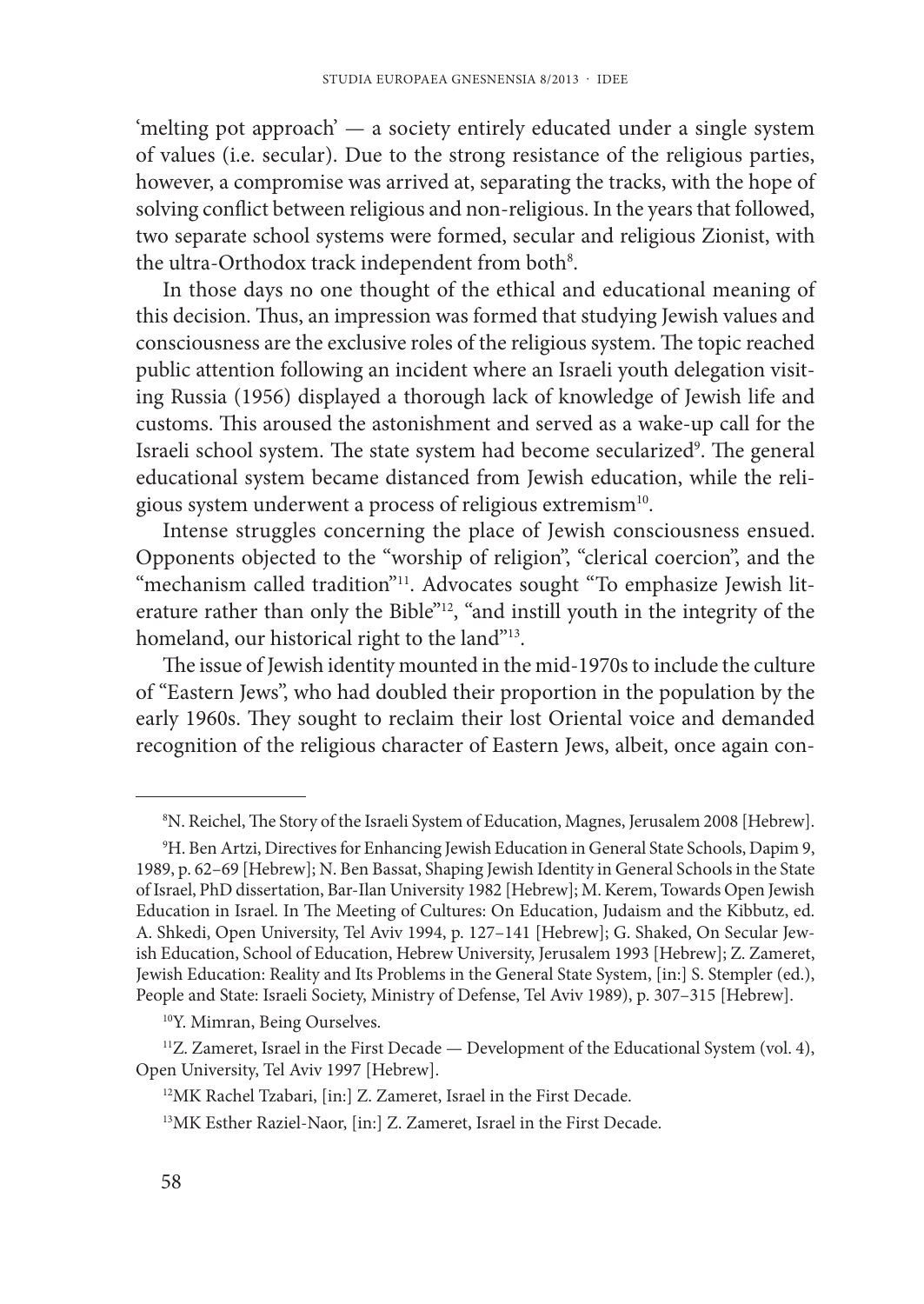'melting pot approach' — a society entirely educated under a single system of values (i.e. secular). Due to the strong resistance of the religious parties, however, a compromise was arrived at, separating the tracks, with the hope of solving conflict between religious and non-religious. In the years that followed, two separate school systems were formed, secular and religious Zionist, with the ultra-Orthodox track independent from both[8].

In those days no one thought of the ethical and educational meaning of this decision. Thus, an impression was formed that studying Jewish values and consciousness are the exclusive roles of the religious system. The topic reached public attention following an incident where an Israeli youth delegation visiting Russia (1956) displayed a thorough lack of knowledge of Jewish life and customs. This aroused the astonishment and served as a wake-up call for the Israeli school system. The state system had become secularized[9]. The general educational system became distanced from Jewish education, while the religious system underwent a process of religious extremism[10].

Intense struggles concerning the place of Jewish consciousness ensued. Opponents objected to the "worship of religion", "clerical coercion", and the "mechanism called tradition"[11]. Advocates sought "To emphasize Jewish literature rather than only the Bible"[12], "and instill youth in the integrity of the homeland, our historical right to the land"[13].

The issue of Jewish identity mounted in the mid-1970s to include the culture of "Eastern Jews", who had doubled their proportion in the population by the early 1960s. They sought to reclaim their lost Oriental voice and demanded recognition of the religious character of Eastern Jews, albeit, once again con-

---

[8] N. Reichel, The Story of the Israeli System of Education, Magnes, Jerusalem 2008 [Hebrew].

[9] H. Ben Artzi, Directives for Enhancing Jewish Education in General State Schools, Dapim 9, 1989, p. 62–69 [Hebrew]; N. Ben Bassat, Shaping Jewish Identity in General Schools in the State of Israel, PhD dissertation, Bar-Ilan University 1982 [Hebrew]; M. Kerem, Towards Open Jewish Education in Israel. In The Meeting of Cultures: On Education, Judaism and the Kibbutz, ed. A. Shkedi, Open University, Tel Aviv 1994, p. 127–141 [Hebrew]; G. Shaked, On Secular Jewish Education, School of Education, Hebrew University, Jerusalem 1993 [Hebrew]; Z. Zameret, Jewish Education: Reality and Its Problems in the General State System, [in:] S. Stempler (ed.), People and State: Israeli Society, Ministry of Defense, Tel Aviv 1989), p. 307–315 [Hebrew].

[10] Y. Mimran, Being Ourselves.

[11] Z. Zameret, Israel in the First Decade — Development of the Educational System (vol. 4), Open University, Tel Aviv 1997 [Hebrew].

[12] MK Rachel Tzabari, [in:] Z. Zameret, Israel in the First Decade.

[13] MK Esther Raziel-Naor, [in:] Z. Zameret, Israel in the First Decade.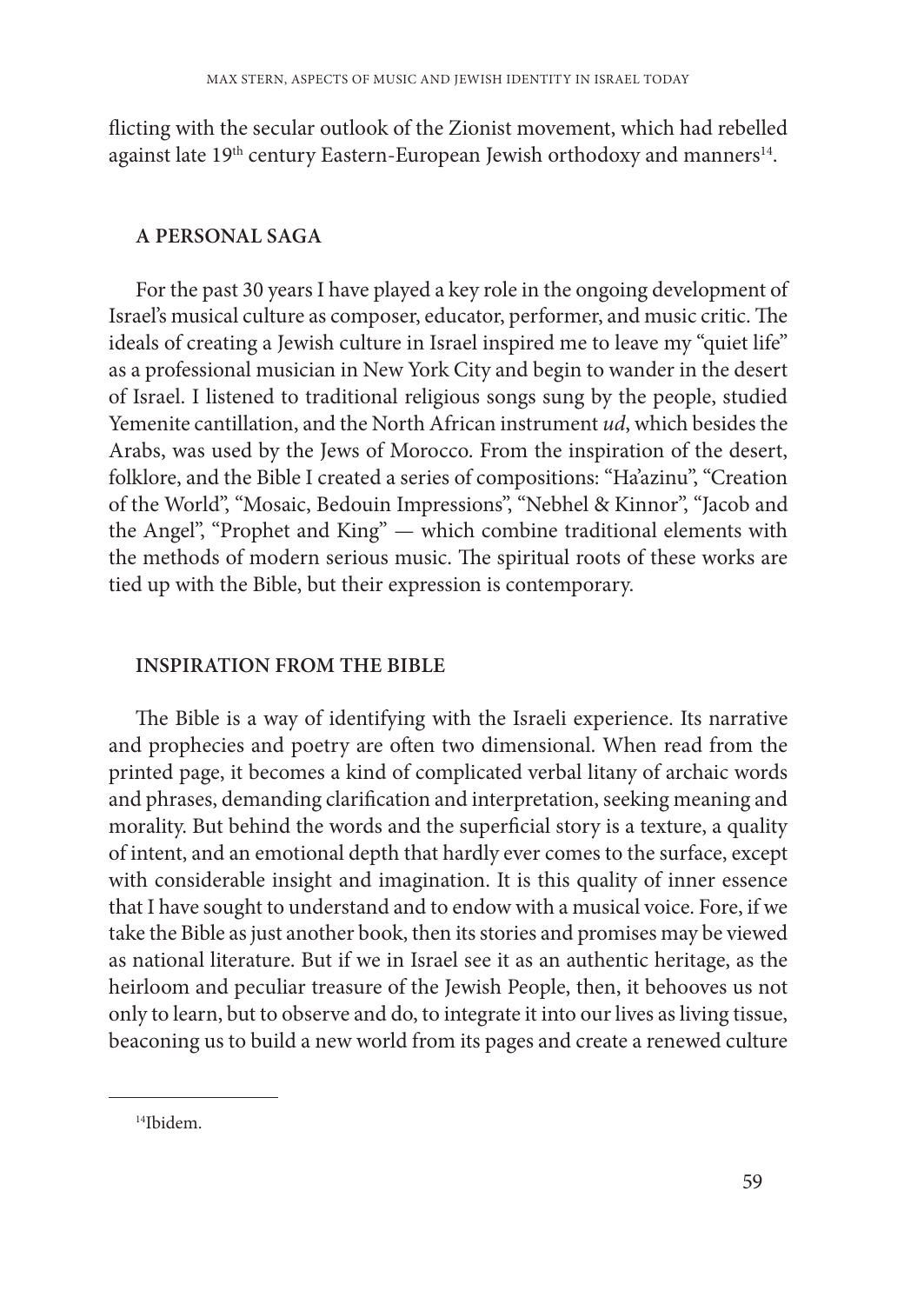flicting with the secular outlook of the Zionist movement, which had rebelled against late 19th century Eastern-European Jewish orthodoxy and manners[14].

## A PERSONAL SAGA

For the past 30 years I have played a key role in the ongoing development of Israel's musical culture as composer, educator, performer, and music critic. The ideals of creating a Jewish culture in Israel inspired me to leave my "quiet life" as a professional musician in New York City and begin to wander in the desert of Israel. I listened to traditional religious songs sung by the people, studied Yemenite cantillation, and the North African instrument *ud*, which besides the Arabs, was used by the Jews of Morocco. From the inspiration of the desert, folklore, and the Bible I created a series of compositions: "Ha'azinu", "Creation of the World", "Mosaic, Bedouin Impressions", "Nebhel & Kinnor", "Jacob and the Angel", "Prophet and King" — which combine traditional elements with the methods of modern serious music. The spiritual roots of these works are tied up with the Bible, but their expression is contemporary.

## INSPIRATION FROM THE BIBLE

The Bible is a way of identifying with the Israeli experience. Its narrative and prophecies and poetry are often two dimensional. When read from the printed page, it becomes a kind of complicated verbal litany of archaic words and phrases, demanding clarification and interpretation, seeking meaning and morality. But behind the words and the superficial story is a texture, a quality of intent, and an emotional depth that hardly ever comes to the surface, except with considerable insight and imagination. It is this quality of inner essence that I have sought to understand and to endow with a musical voice. Fore, if we take the Bible as just another book, then its stories and promises may be viewed as national literature. But if we in Israel see it as an authentic heritage, as the heirloom and peculiar treasure of the Jewish People, then, it behooves us not only to learn, but to observe and do, to integrate it into our lives as living tissue, beaconing us to build a new world from its pages and create a renewed culture

---

[14] Ibidem.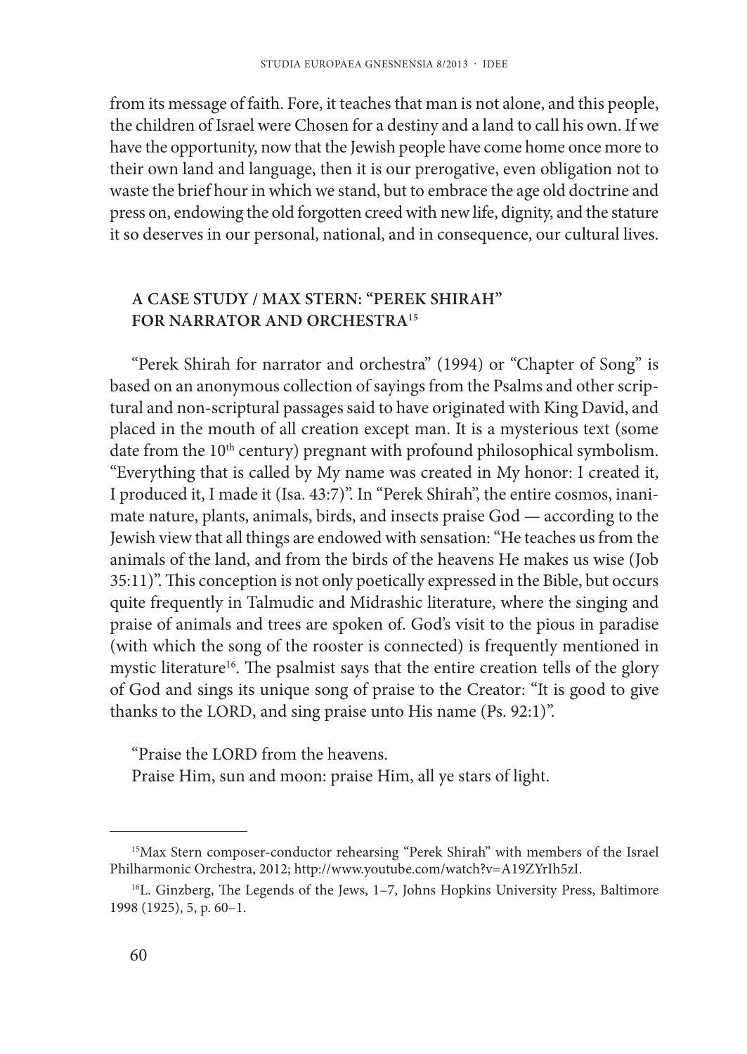from its message of faith. Fore, it teaches that man is not alone, and this people, the children of Israel were Chosen for a destiny and a land to call his own. If we have the opportunity, now that the Jewish people have come home once more to their own land and language, then it is our prerogative, even obligation not to waste the brief hour in which we stand, but to embrace the age old doctrine and press on, endowing the old forgotten creed with new life, dignity, and the stature it so deserves in our personal, national, and in consequence, our cultural lives.

## A CASE STUDY / MAX STERN: "PEREK SHIRAH" FOR NARRATOR AND ORCHESTRA[15]

"Perek Shirah for narrator and orchestra" (1994) or "Chapter of Song" is based on an anonymous collection of sayings from the Psalms and other scriptural and non-scriptural passages said to have originated with King David, and placed in the mouth of all creation except man. It is a mysterious text (some date from the 10th century) pregnant with profound philosophical symbolism. "Everything that is called by My name was created in My honor: I created it, I produced it, I made it (Isa. 43:7)". In "Perek Shirah", the entire cosmos, inanimate nature, plants, animals, birds, and insects praise God — according to the Jewish view that all things are endowed with sensation: "He teaches us from the animals of the land, and from the birds of the heavens He makes us wise (Job 35:11)". This conception is not only poetically expressed in the Bible, but occurs quite frequently in Talmudic and Midrashic literature, where the singing and praise of animals and trees are spoken of. God's visit to the pious in paradise (with which the song of the rooster is connected) is frequently mentioned in mystic literature[16]. The psalmist says that the entire creation tells of the glory of God and sings its unique song of praise to the Creator: "It is good to give thanks to the LORD, and sing praise unto His name (Ps. 92:1)".

"Praise the LORD from the heavens.
Praise Him, sun and moon: praise Him, all ye stars of light.

---

[15] Max Stern composer-conductor rehearsing "Perek Shirah" with members of the Israel Philharmonic Orchestra, 2012; http://www.youtube.com/watch?v=A19ZYrIh5zI.

[16] L. Ginzberg, The Legends of the Jews, 1–7, Johns Hopkins University Press, Baltimore 1998 (1925), 5, p. 60–1.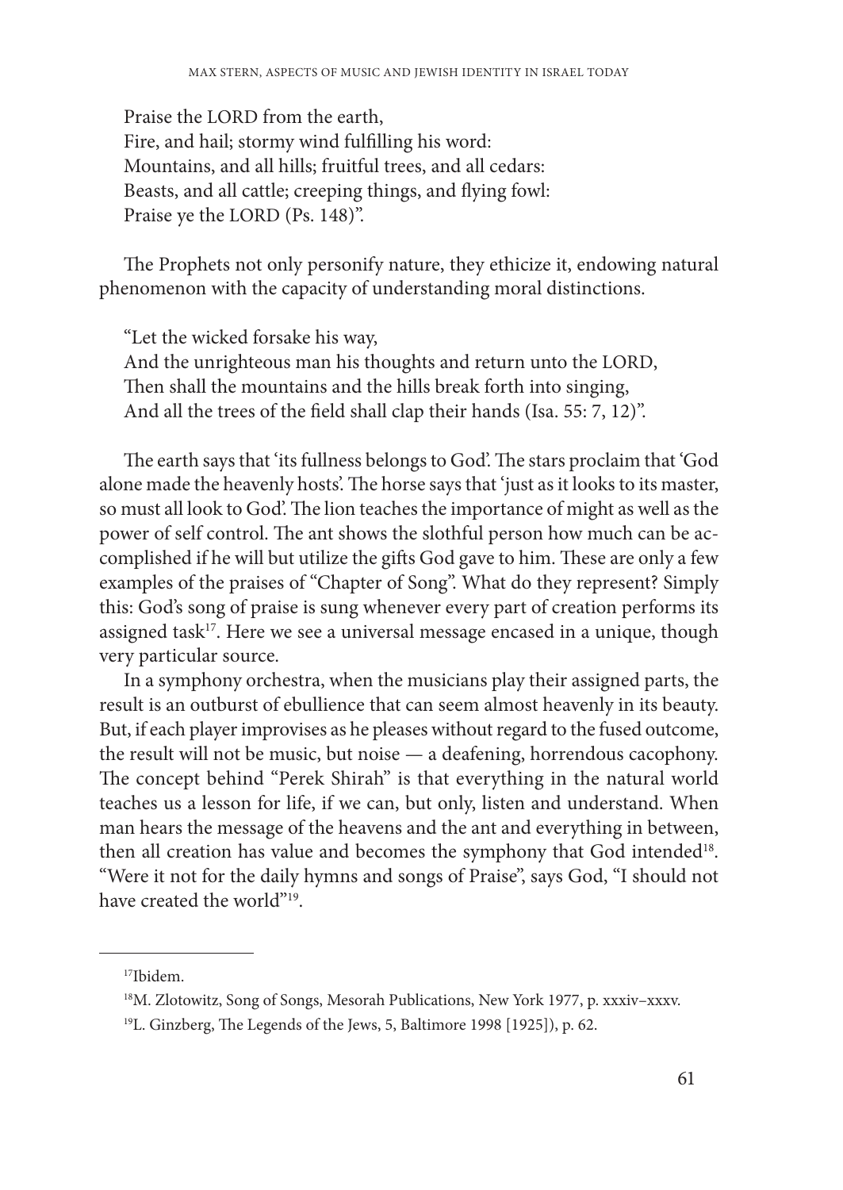Praise the LORD from the earth,
Fire, and hail; stormy wind fulfilling his word:
Mountains, and all hills; fruitful trees, and all cedars:
Beasts, and all cattle; creeping things, and flying fowl:
Praise ye the LORD (Ps. 148)".

The Prophets not only personify nature, they ethicize it, endowing natural phenomenon with the capacity of understanding moral distinctions.

"Let the wicked forsake his way,
And the unrighteous man his thoughts and return unto the LORD,
Then shall the mountains and the hills break forth into singing,
And all the trees of the field shall clap their hands (Isa. 55: 7, 12)".

The earth says that 'its fullness belongs to God'. The stars proclaim that 'God alone made the heavenly hosts'. The horse says that 'just as it looks to its master, so must all look to God'. The lion teaches the importance of might as well as the power of self control. The ant shows the slothful person how much can be accomplished if he will but utilize the gifts God gave to him. These are only a few examples of the praises of "Chapter of Song". What do they represent? Simply this: God's song of praise is sung whenever every part of creation performs its assigned task[17]. Here we see a universal message encased in a unique, though very particular source.

In a symphony orchestra, when the musicians play their assigned parts, the result is an outburst of ebullience that can seem almost heavenly in its beauty. But, if each player improvises as he pleases without regard to the fused outcome, the result will not be music, but noise — a deafening, horrendous cacophony. The concept behind "Perek Shirah" is that everything in the natural world teaches us a lesson for life, if we can, but only, listen and understand. When man hears the message of the heavens and the ant and everything in between, then all creation has value and becomes the symphony that God intended[18]. "Were it not for the daily hymns and songs of Praise", says God, "I should not have created the world"[19].

---

[17] Ibidem.

[18] M. Zlotowitz, Song of Songs, Mesorah Publications, New York 1977, p. xxxiv–xxxv.

[19] L. Ginzberg, The Legends of the Jews, 5, Baltimore 1998 [1925]), p. 62.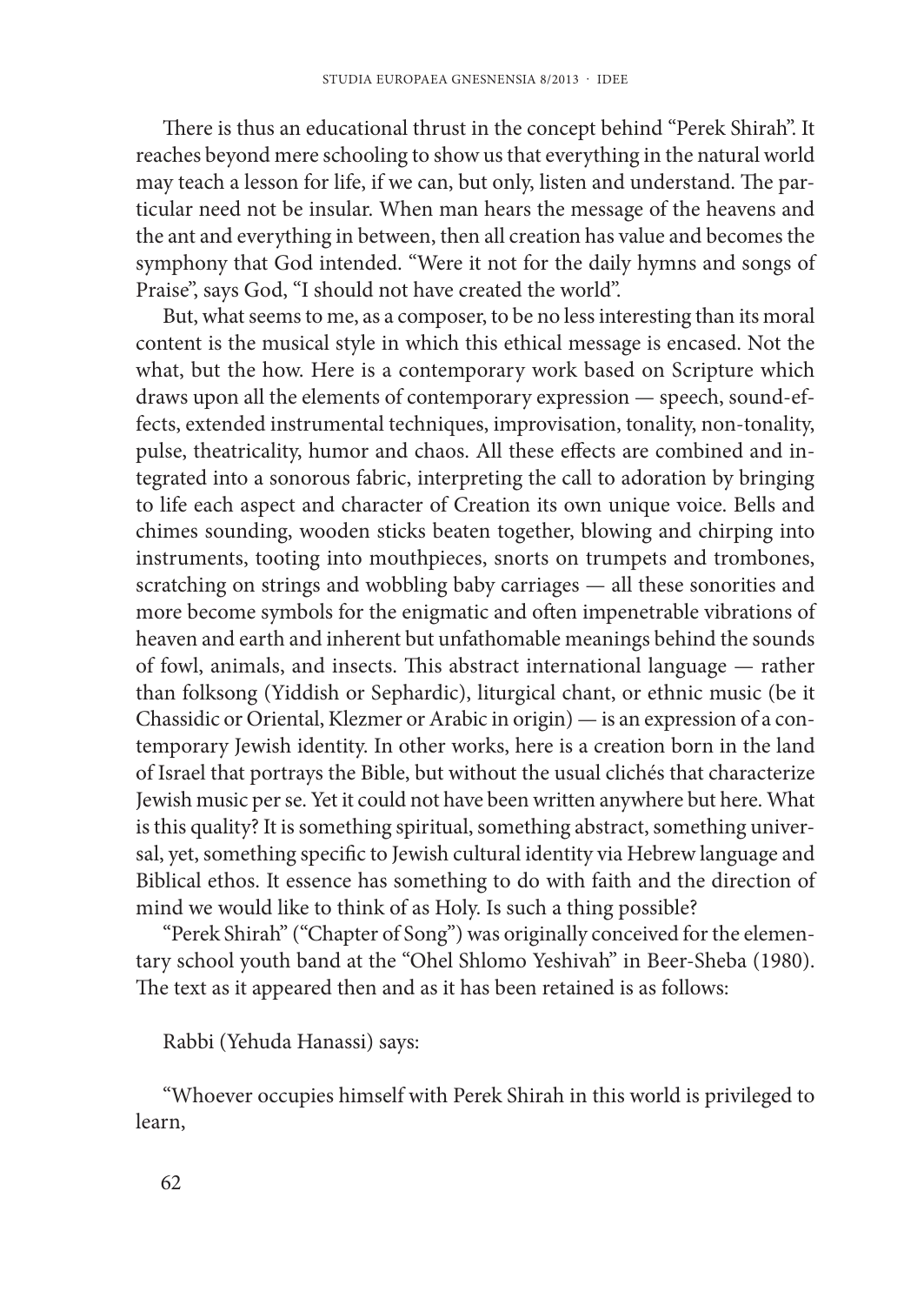There is thus an educational thrust in the concept behind "Perek Shirah". It reaches beyond mere schooling to show us that everything in the natural world may teach a lesson for life, if we can, but only, listen and understand. The particular need not be insular. When man hears the message of the heavens and the ant and everything in between, then all creation has value and becomes the symphony that God intended. "Were it not for the daily hymns and songs of Praise", says God, "I should not have created the world".

But, what seems to me, as a composer, to be no less interesting than its moral content is the musical style in which this ethical message is encased. Not the what, but the how. Here is a contemporary work based on Scripture which draws upon all the elements of contemporary expression — speech, sound-effects, extended instrumental techniques, improvisation, tonality, non-tonality, pulse, theatricality, humor and chaos. All these effects are combined and integrated into a sonorous fabric, interpreting the call to adoration by bringing to life each aspect and character of Creation its own unique voice. Bells and chimes sounding, wooden sticks beaten together, blowing and chirping into instruments, tooting into mouthpieces, snorts on trumpets and trombones, scratching on strings and wobbling baby carriages — all these sonorities and more become symbols for the enigmatic and often impenetrable vibrations of heaven and earth and inherent but unfathomable meanings behind the sounds of fowl, animals, and insects. This abstract international language — rather than folksong (Yiddish or Sephardic), liturgical chant, or ethnic music (be it Chassidic or Oriental, Klezmer or Arabic in origin) — is an expression of a contemporary Jewish identity. In other works, here is a creation born in the land of Israel that portrays the Bible, but without the usual clichés that characterize Jewish music per se. Yet it could not have been written anywhere but here. What is this quality? It is something spiritual, something abstract, something universal, yet, something specific to Jewish cultural identity via Hebrew language and Biblical ethos. It essence has something to do with faith and the direction of mind we would like to think of as Holy. Is such a thing possible?

"Perek Shirah" ("Chapter of Song") was originally conceived for the elementary school youth band at the "Ohel Shlomo Yeshivah" in Beer-Sheba (1980). The text as it appeared then and as it has been retained is as follows:

Rabbi (Yehuda Hanassi) says:

"Whoever occupies himself with Perek Shirah in this world is privileged to learn,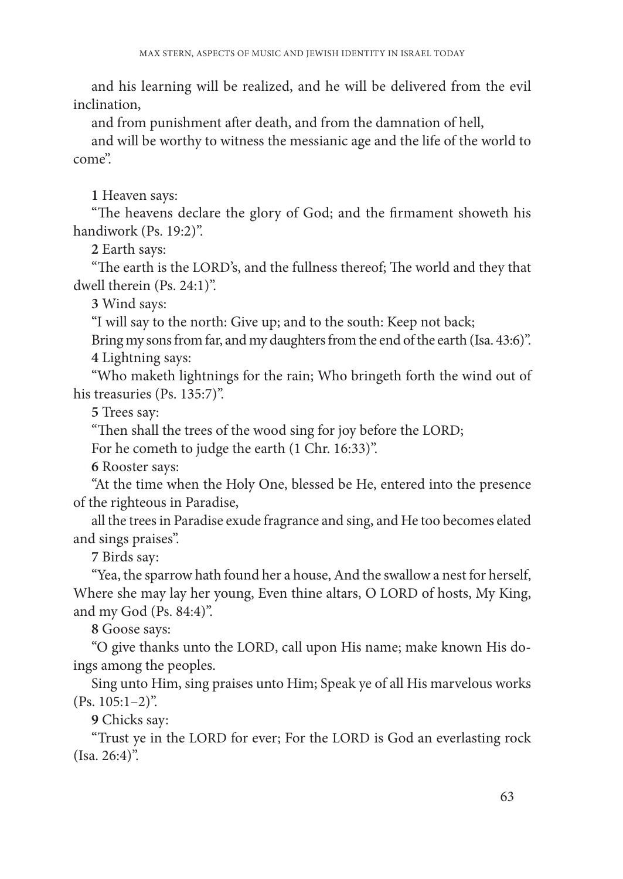and his learning will be realized, and he will be delivered from the evil inclination,

and from punishment after death, and from the damnation of hell,

and will be worthy to witness the messianic age and the life of the world to come".

**1** Heaven says:

"The heavens declare the glory of God; and the firmament showeth his handiwork (Ps. 19:2)".

**2** Earth says:

"The earth is the LORD's, and the fullness thereof; The world and they that dwell therein (Ps. 24:1)".

**3** Wind says:

"I will say to the north: Give up; and to the south: Keep not back;

Bring my sons from far, and my daughters from the end of the earth (Isa. 43:6)".

**4** Lightning says:

"Who maketh lightnings for the rain; Who bringeth forth the wind out of his treasuries (Ps. 135:7)".

**5** Trees say:

"Then shall the trees of the wood sing for joy before the LORD;

For he cometh to judge the earth (1 Chr. 16:33)".

**6** Rooster says:

"At the time when the Holy One, blessed be He, entered into the presence of the righteous in Paradise,

all the trees in Paradise exude fragrance and sing, and He too becomes elated and sings praises".

**7** Birds say:

"Yea, the sparrow hath found her a house, And the swallow a nest for herself, Where she may lay her young, Even thine altars, O LORD of hosts, My King, and my God (Ps. 84:4)".

**8** Goose says:

"O give thanks unto the LORD, call upon His name; make known His doings among the peoples.

Sing unto Him, sing praises unto Him; Speak ye of all His marvelous works (Ps. 105:1–2)".

**9** Chicks say:

"Trust ye in the LORD for ever; For the LORD is God an everlasting rock (Isa. 26:4)".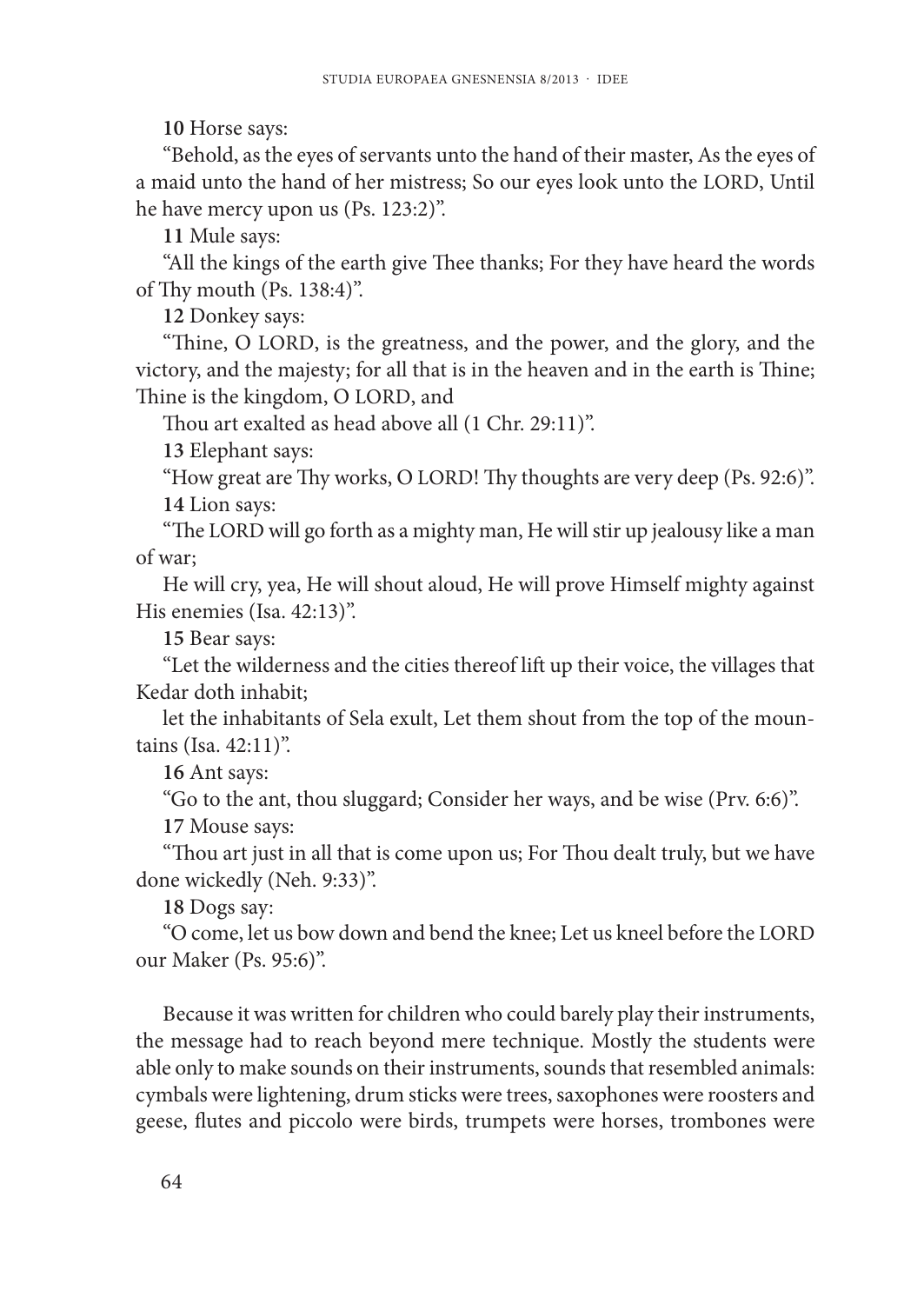**10** Horse says:

"Behold, as the eyes of servants unto the hand of their master, As the eyes of a maid unto the hand of her mistress; So our eyes look unto the LORD, Until he have mercy upon us (Ps. 123:2)".

**11** Mule says:

"All the kings of the earth give Thee thanks; For they have heard the words of Thy mouth (Ps. 138:4)".

**12** Donkey says:

"Thine, O LORD, is the greatness, and the power, and the glory, and the victory, and the majesty; for all that is in the heaven and in the earth is Thine; Thine is the kingdom, O LORD, and

Thou art exalted as head above all (1 Chr. 29:11)".

**13** Elephant says:

"How great are Thy works, O LORD! Thy thoughts are very deep (Ps. 92:6)".

**14** Lion says:

"The LORD will go forth as a mighty man, He will stir up jealousy like a man of war;

He will cry, yea, He will shout aloud, He will prove Himself mighty against His enemies (Isa. 42:13)".

**15** Bear says:

"Let the wilderness and the cities thereof lift up their voice, the villages that Kedar doth inhabit;

let the inhabitants of Sela exult, Let them shout from the top of the mountains (Isa. 42:11)".

**16** Ant says:

"Go to the ant, thou sluggard; Consider her ways, and be wise (Prv. 6:6)".

**17** Mouse says:

"Thou art just in all that is come upon us; For Thou dealt truly, but we have done wickedly (Neh. 9:33)".

**18** Dogs say:

"O come, let us bow down and bend the knee; Let us kneel before the LORD our Maker (Ps. 95:6)".

Because it was written for children who could barely play their instruments, the message had to reach beyond mere technique. Mostly the students were able only to make sounds on their instruments, sounds that resembled animals: cymbals were lightening, drum sticks were trees, saxophones were roosters and geese, flutes and piccolo were birds, trumpets were horses, trombones were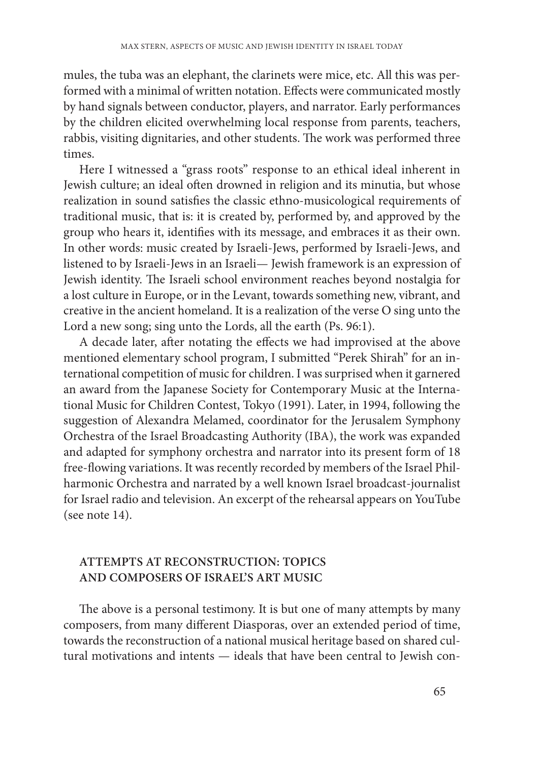mules, the tuba was an elephant, the clarinets were mice, etc. All this was performed with a minimal of written notation. Effects were communicated mostly by hand signals between conductor, players, and narrator. Early performances by the children elicited overwhelming local response from parents, teachers, rabbis, visiting dignitaries, and other students. The work was performed three times.

Here I witnessed a "grass roots" response to an ethical ideal inherent in Jewish culture; an ideal often drowned in religion and its minutia, but whose realization in sound satisfies the classic ethno-musicological requirements of traditional music, that is: it is created by, performed by, and approved by the group who hears it, identifies with its message, and embraces it as their own. In other words: music created by Israeli-Jews, performed by Israeli-Jews, and listened to by Israeli-Jews in an Israeli— Jewish framework is an expression of Jewish identity. The Israeli school environment reaches beyond nostalgia for a lost culture in Europe, or in the Levant, towards something new, vibrant, and creative in the ancient homeland. It is a realization of the verse O sing unto the Lord a new song; sing unto the Lords, all the earth (Ps. 96:1).

A decade later, after notating the effects we had improvised at the above mentioned elementary school program, I submitted "Perek Shirah" for an international competition of music for children. I was surprised when it garnered an award from the Japanese Society for Contemporary Music at the International Music for Children Contest, Tokyo (1991). Later, in 1994, following the suggestion of Alexandra Melamed, coordinator for the Jerusalem Symphony Orchestra of the Israel Broadcasting Authority (IBA), the work was expanded and adapted for symphony orchestra and narrator into its present form of 18 free-flowing variations. It was recently recorded by members of the Israel Philharmonic Orchestra and narrated by a well known Israel broadcast-journalist for Israel radio and television. An excerpt of the rehearsal appears on YouTube (see note 14).

## ATTEMPTS AT RECONSTRUCTION: TOPICS AND COMPOSERS OF ISRAEL'S ART MUSIC

The above is a personal testimony. It is but one of many attempts by many composers, from many different Diasporas, over an extended period of time, towards the reconstruction of a national musical heritage based on shared cultural motivations and intents — ideals that have been central to Jewish con-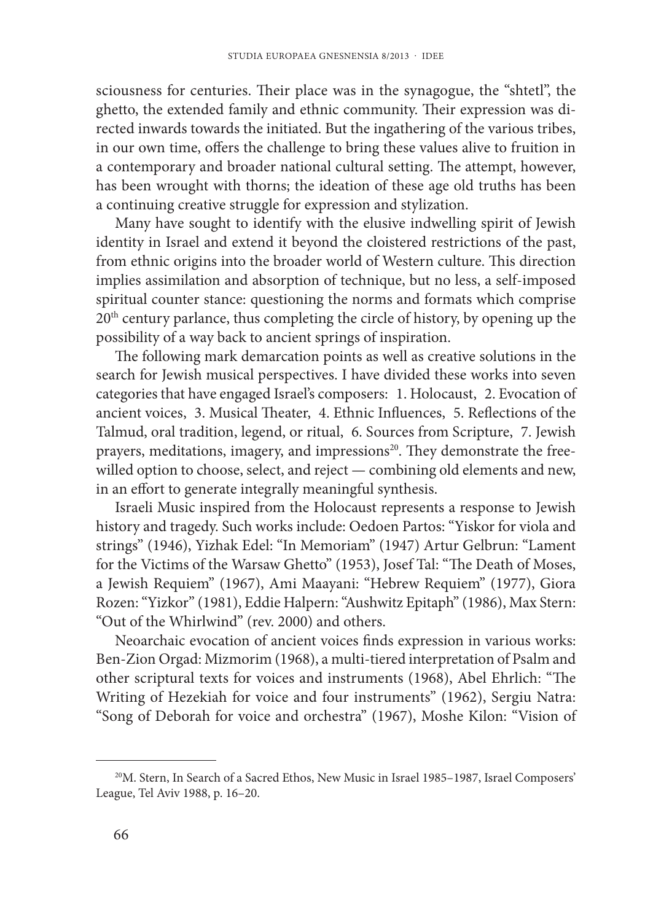sciousness for centuries. Their place was in the synagogue, the "shtetl", the ghetto, the extended family and ethnic community. Their expression was directed inwards towards the initiated. But the ingathering of the various tribes, in our own time, offers the challenge to bring these values alive to fruition in a contemporary and broader national cultural setting. The attempt, however, has been wrought with thorns; the ideation of these age old truths has been a continuing creative struggle for expression and stylization.

Many have sought to identify with the elusive indwelling spirit of Jewish identity in Israel and extend it beyond the cloistered restrictions of the past, from ethnic origins into the broader world of Western culture. This direction implies assimilation and absorption of technique, but no less, a self-imposed spiritual counter stance: questioning the norms and formats which comprise 20th century parlance, thus completing the circle of history, by opening up the possibility of a way back to ancient springs of inspiration.

The following mark demarcation points as well as creative solutions in the search for Jewish musical perspectives. I have divided these works into seven categories that have engaged Israel's composers: 1. Holocaust, 2. Evocation of ancient voices, 3. Musical Theater, 4. Ethnic Influences, 5. Reflections of the Talmud, oral tradition, legend, or ritual, 6. Sources from Scripture, 7. Jewish prayers, meditations, imagery, and impressions[20]. They demonstrate the free-willed option to choose, select, and reject — combining old elements and new, in an effort to generate integrally meaningful synthesis.

Israeli Music inspired from the Holocaust represents a response to Jewish history and tragedy. Such works include: Oedoen Partos: "Yiskor for viola and strings" (1946), Yizhak Edel: "In Memoriam" (1947) Artur Gelbrun: "Lament for the Victims of the Warsaw Ghetto" (1953), Josef Tal: "The Death of Moses, a Jewish Requiem" (1967), Ami Maayani: "Hebrew Requiem" (1977), Giora Rozen: "Yizkor" (1981), Eddie Halpern: "Aushwitz Epitaph" (1986), Max Stern: "Out of the Whirlwind" (rev. 2000) and others.

Neoarchaic evocation of ancient voices finds expression in various works: Ben-Zion Orgad: Mizmorim (1968), a multi-tiered interpretation of Psalm and other scriptural texts for voices and instruments (1968), Abel Ehrlich: "The Writing of Hezekiah for voice and four instruments" (1962), Sergiu Natra: "Song of Deborah for voice and orchestra" (1967), Moshe Kilon: "Vision of

[20] M. Stern, In Search of a Sacred Ethos, New Music in Israel 1985–1987, Israel Composers' League, Tel Aviv 1988, p. 16–20.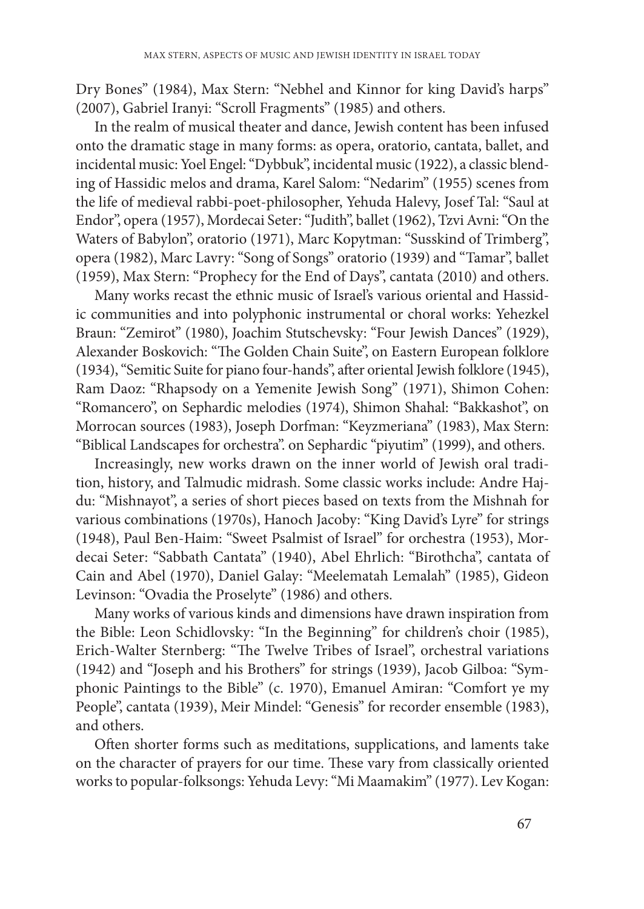Dry Bones" (1984), Max Stern: "Nebhel and Kinnor for king David's harps" (2007), Gabriel Iranyi: "Scroll Fragments" (1985) and others.

In the realm of musical theater and dance, Jewish content has been infused onto the dramatic stage in many forms: as opera, oratorio, cantata, ballet, and incidental music: Yoel Engel: "Dybbuk", incidental music (1922), a classic blending of Hassidic melos and drama, Karel Salom: "Nedarim" (1955) scenes from the life of medieval rabbi-poet-philosopher, Yehuda Halevy, Josef Tal: "Saul at Endor", opera (1957), Mordecai Seter: "Judith", ballet (1962), Tzvi Avni: "On the Waters of Babylon", oratorio (1971), Marc Kopytman: "Susskind of Trimberg", opera (1982), Marc Lavry: "Song of Songs" oratorio (1939) and "Tamar", ballet (1959), Max Stern: "Prophecy for the End of Days", cantata (2010) and others.

Many works recast the ethnic music of Israel's various oriental and Hassidic communities and into polyphonic instrumental or choral works: Yehezkel Braun: "Zemirot" (1980), Joachim Stutschevsky: "Four Jewish Dances" (1929), Alexander Boskovich: "The Golden Chain Suite", on Eastern European folklore (1934), "Semitic Suite for piano four-hands", after oriental Jewish folklore (1945), Ram Daoz: "Rhapsody on a Yemenite Jewish Song" (1971), Shimon Cohen: "Romancero", on Sephardic melodies (1974), Shimon Shahal: "Bakkashot", on Morrocan sources (1983), Joseph Dorfman: "Keyzmeriana" (1983), Max Stern: "Biblical Landscapes for orchestra". on Sephardic "piyutim" (1999), and others.

Increasingly, new works drawn on the inner world of Jewish oral tradition, history, and Talmudic midrash. Some classic works include: Andre Hajdu: "Mishnayot", a series of short pieces based on texts from the Mishnah for various combinations (1970s), Hanoch Jacoby: "King David's Lyre" for strings (1948), Paul Ben-Haim: "Sweet Psalmist of Israel" for orchestra (1953), Mordecai Seter: "Sabbath Cantata" (1940), Abel Ehrlich: "Birothcha", cantata of Cain and Abel (1970), Daniel Galay: "Meelematah Lemalah" (1985), Gideon Levinson: "Ovadia the Proselyte" (1986) and others.

Many works of various kinds and dimensions have drawn inspiration from the Bible: Leon Schidlovsky: "In the Beginning" for children's choir (1985), Erich-Walter Sternberg: "The Twelve Tribes of Israel", orchestral variations (1942) and "Joseph and his Brothers" for strings (1939), Jacob Gilboa: "Symphonic Paintings to the Bible" (c. 1970), Emanuel Amiran: "Comfort ye my People", cantata (1939), Meir Mindel: "Genesis" for recorder ensemble (1983), and others.

Often shorter forms such as meditations, supplications, and laments take on the character of prayers for our time. These vary from classically oriented works to popular-folksongs: Yehuda Levy: "Mi Maamakim" (1977). Lev Kogan: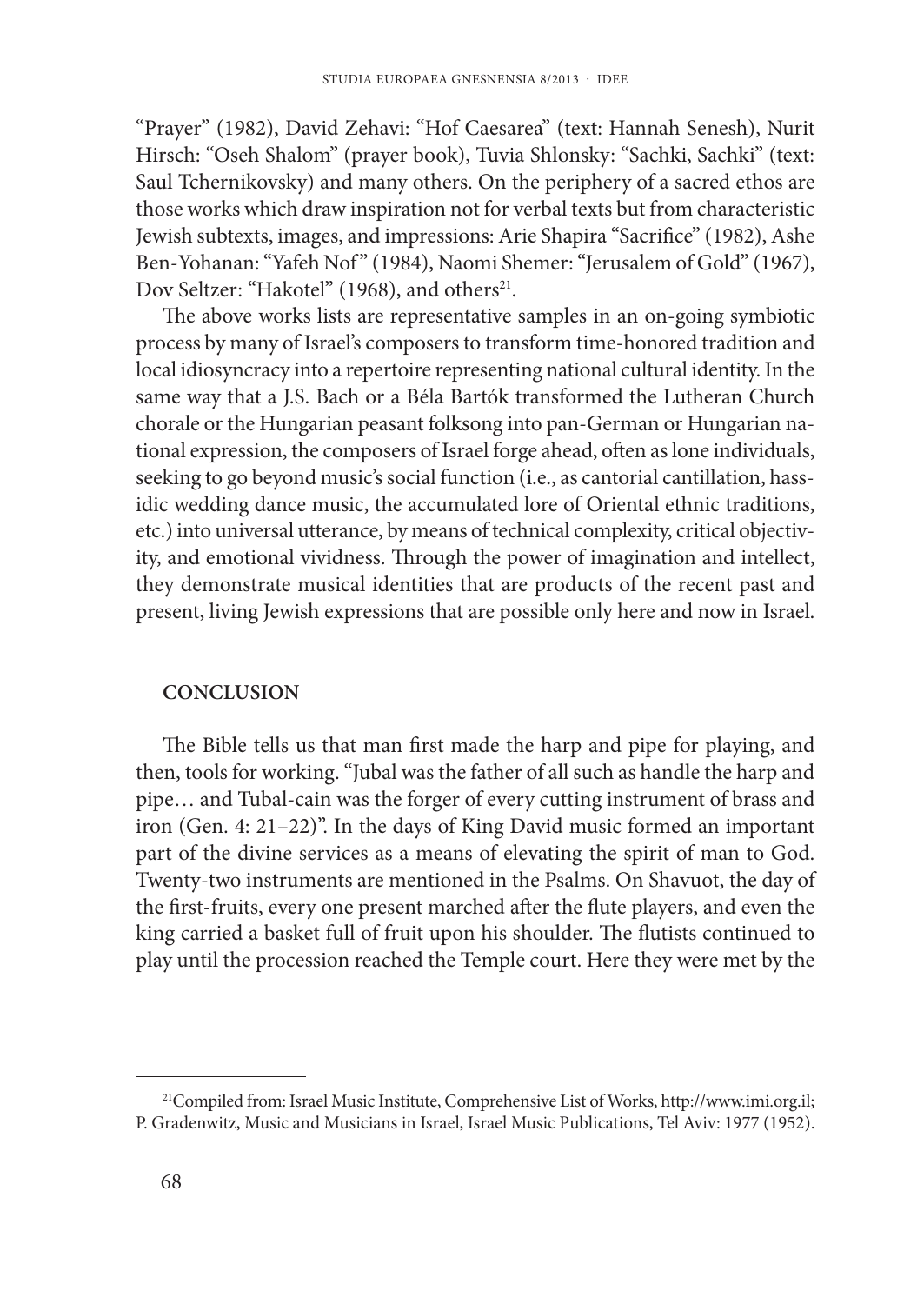"Prayer" (1982), David Zehavi: "Hof Caesarea" (text: Hannah Senesh), Nurit Hirsch: "Oseh Shalom" (prayer book), Tuvia Shlonsky: "Sachki, Sachki" (text: Saul Tchernikovsky) and many others. On the periphery of a sacred ethos are those works which draw inspiration not for verbal texts but from characteristic Jewish subtexts, images, and impressions: Arie Shapira "Sacrifice" (1982), Ashe Ben-Yohanan: "Yafeh Nof" (1984), Naomi Shemer: "Jerusalem of Gold" (1967), Dov Seltzer: "Hakotel" (1968), and others[21].

The above works lists are representative samples in an on-going symbiotic process by many of Israel's composers to transform time-honored tradition and local idiosyncracy into a repertoire representing national cultural identity. In the same way that a J.S. Bach or a Béla Bartók transformed the Lutheran Church chorale or the Hungarian peasant folksong into pan-German or Hungarian national expression, the composers of Israel forge ahead, often as lone individuals, seeking to go beyond music's social function (i.e., as cantorial cantillation, hassidic wedding dance music, the accumulated lore of Oriental ethnic traditions, etc.) into universal utterance, by means of technical complexity, critical objectivity, and emotional vividness. Through the power of imagination and intellect, they demonstrate musical identities that are products of the recent past and present, living Jewish expressions that are possible only here and now in Israel.

## CONCLUSION

The Bible tells us that man first made the harp and pipe for playing, and then, tools for working. "Jubal was the father of all such as handle the harp and pipe… and Tubal-cain was the forger of every cutting instrument of brass and iron (Gen. 4: 21–22)". In the days of King David music formed an important part of the divine services as a means of elevating the spirit of man to God. Twenty-two instruments are mentioned in the Psalms. On Shavuot, the day of the first-fruits, every one present marched after the flute players, and even the king carried a basket full of fruit upon his shoulder. The flutists continued to play until the procession reached the Temple court. Here they were met by the

[21] Compiled from: Israel Music Institute, Comprehensive List of Works, http://www.imi.org.il; P. Gradenwitz, Music and Musicians in Israel, Israel Music Publications, Tel Aviv: 1977 (1952).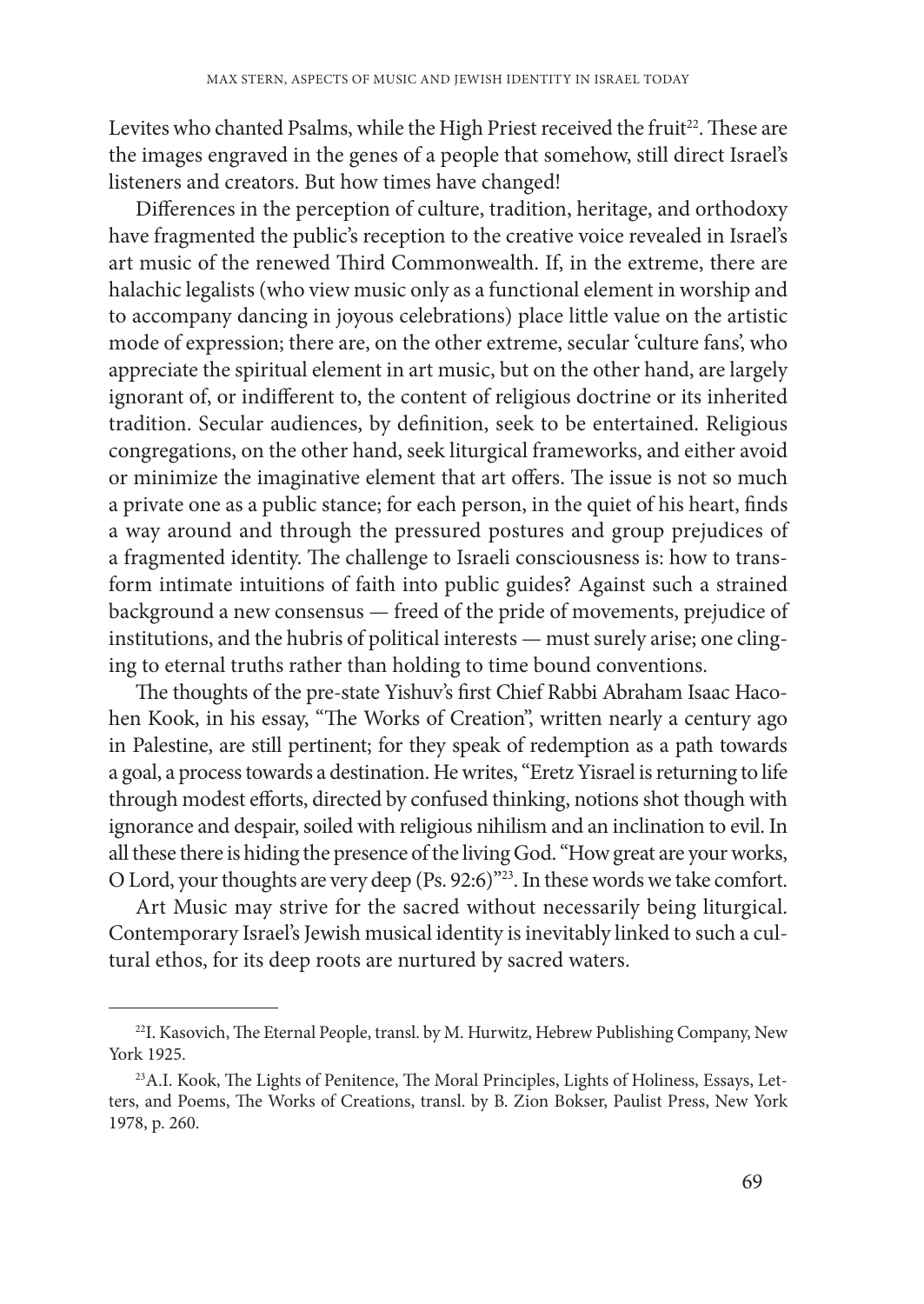Levites who chanted Psalms, while the High Priest received the fruit[22]. These are the images engraved in the genes of a people that somehow, still direct Israel's listeners and creators. But how times have changed!

Differences in the perception of culture, tradition, heritage, and orthodoxy have fragmented the public's reception to the creative voice revealed in Israel's art music of the renewed Third Commonwealth. If, in the extreme, there are halachic legalists (who view music only as a functional element in worship and to accompany dancing in joyous celebrations) place little value on the artistic mode of expression; there are, on the other extreme, secular 'culture fans', who appreciate the spiritual element in art music, but on the other hand, are largely ignorant of, or indifferent to, the content of religious doctrine or its inherited tradition. Secular audiences, by definition, seek to be entertained. Religious congregations, on the other hand, seek liturgical frameworks, and either avoid or minimize the imaginative element that art offers. The issue is not so much a private one as a public stance; for each person, in the quiet of his heart, finds a way around and through the pressured postures and group prejudices of a fragmented identity. The challenge to Israeli consciousness is: how to transform intimate intuitions of faith into public guides? Against such a strained background a new consensus — freed of the pride of movements, prejudice of institutions, and the hubris of political interests — must surely arise; one clinging to eternal truths rather than holding to time bound conventions.

The thoughts of the pre-state Yishuv's first Chief Rabbi Abraham Isaac Hacohen Kook, in his essay, "The Works of Creation", written nearly a century ago in Palestine, are still pertinent; for they speak of redemption as a path towards a goal, a process towards a destination. He writes, "Eretz Yisrael is returning to life through modest efforts, directed by confused thinking, notions shot though with ignorance and despair, soiled with religious nihilism and an inclination to evil. In all these there is hiding the presence of the living God. "How great are your works, O Lord, your thoughts are very deep (Ps. 92:6)"[23]. In these words we take comfort.

Art Music may strive for the sacred without necessarily being liturgical. Contemporary Israel's Jewish musical identity is inevitably linked to such a cultural ethos, for its deep roots are nurtured by sacred waters.

---

[22] I. Kasovich, The Eternal People, transl. by M. Hurwitz, Hebrew Publishing Company, New York 1925.

[23] A.I. Kook, The Lights of Penitence, The Moral Principles, Lights of Holiness, Essays, Letters, and Poems, The Works of Creations, transl. by B. Zion Bokser, Paulist Press, New York 1978, p. 260.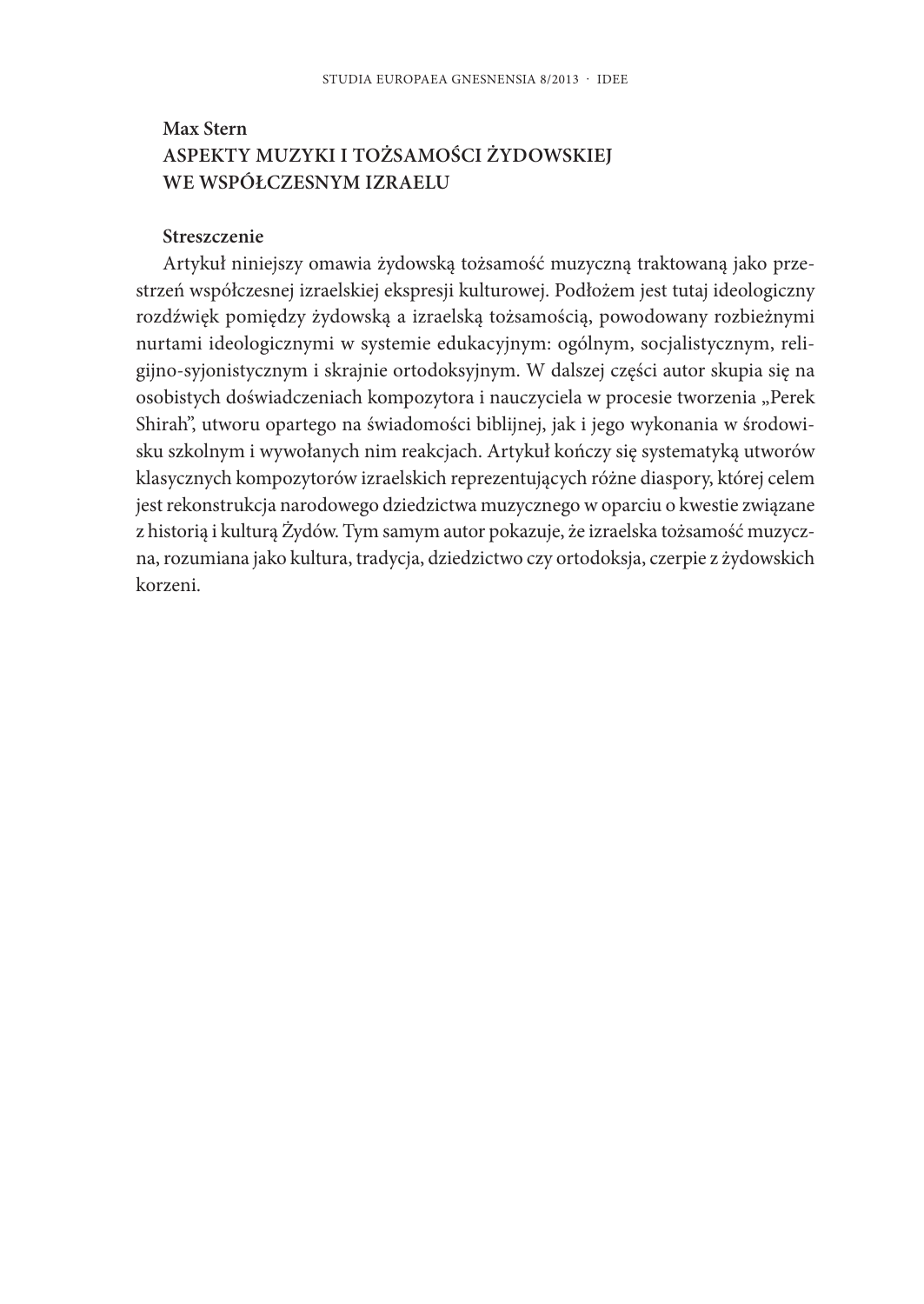**Max Stern**

# ASPEKTY MUZYKI I TOŻSAMOŚCI ŻYDOWSKIEJ WE WSPÓŁCZESNYM IZRAELU

## Streszczenie

Artykuł niniejszy omawia żydowską tożsamość muzyczną traktowaną jako przestrzeń współczesnej izraelskiej ekspresji kulturowej. Podłożem jest tutaj ideologiczny rozdźwięk pomiędzy żydowską a izraelską tożsamością, powodowany rozbieżnymi nurtami ideologicznymi w systemie edukacyjnym: ogólnym, socjalistycznym, religijno-syjonistycznym i skrajnie ortodoksyjnym. W dalszej części autor skupia się na osobistych doświadczeniach kompozytora i nauczyciela w procesie tworzenia „Perek Shirah", utworu opartego na świadomości biblijnej, jak i jego wykonania w środowisku szkolnym i wywołanych nim reakcjach. Artykuł kończy się systematyką utworów klasycznych kompozytorów izraelskich reprezentujących różne diaspory, której celem jest rekonstrukcja narodowego dziedzictwa muzycznego w oparciu o kwestie związane z historią i kulturą Żydów. Tym samym autor pokazuje, że izraelska tożsamość muzyczna, rozumiana jako kultura, tradycja, dziedzictwo czy ortodoksja, czerpie z żydowskich korzeni.